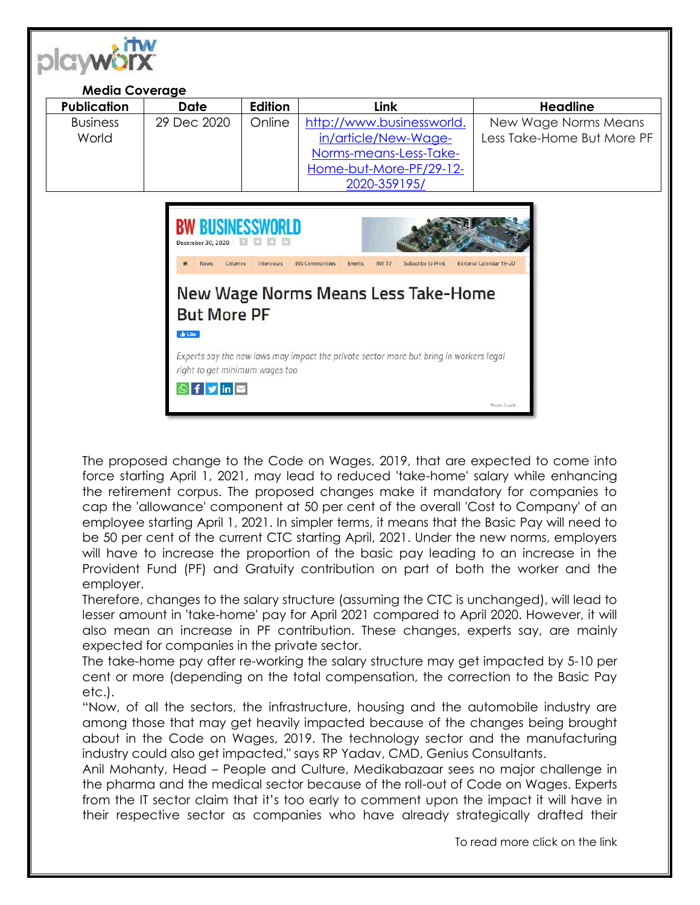**Media Coverage**

| Publication | Date | Edition | Link | Headline |
|---|---|---|---|---|
| Business World | 29 Dec 2020 | Online | http://www.businessworld.in/article/New-Wage-Norms-means-Less-Take-Home-but-More-PF/29-12-2020-359195/ | New Wage Norms Means Less Take-Home But More PF |

BW BUSINESSWORLD

December 30, 2020

News | Columns | Interviews | BW Communities | Events | BW TV | Subscribe to Print | Editorial Calendar 19-20

# New Wage Norms Means Less Take-Home But More PF

*Experts say the new laws may impact the private sector more but bring in workers legal right to get minimum wages too*

Photo Credit :

The proposed change to the Code on Wages, 2019, that are expected to come into force starting April 1, 2021, may lead to reduced 'take-home' salary while enhancing the retirement corpus. The proposed changes make it mandatory for companies to cap the 'allowance' component at 50 per cent of the overall 'Cost to Company' of an employee starting April 1, 2021. In simpler terms, it means that the Basic Pay will need to be 50 per cent of the current CTC starting April, 2021. Under the new norms, employers will have to increase the proportion of the basic pay leading to an increase in the Provident Fund (PF) and Gratuity contribution on part of both the worker and the employer.

Therefore, changes to the salary structure (assuming the CTC is unchanged), will lead to lesser amount in 'take-home' pay for April 2021 compared to April 2020. However, it will also mean an increase in PF contribution. These changes, experts say, are mainly expected for companies in the private sector.

The take-home pay after re-working the salary structure may get impacted by 5-10 per cent or more (depending on the total compensation, the correction to the Basic Pay etc.).

"Now, of all the sectors, the infrastructure, housing and the automobile industry are among those that may get heavily impacted because of the changes being brought about in the Code on Wages, 2019. The technology sector and the manufacturing industry could also get impacted," says RP Yadav, CMD, Genius Consultants.

Anil Mohanty, Head – People and Culture, Medikabazaar sees no major challenge in the pharma and the medical sector because of the roll-out of Code on Wages. Experts from the IT sector claim that it's too early to comment upon the impact it will have in their respective sector as companies who have already strategically drafted their

To read more click on the link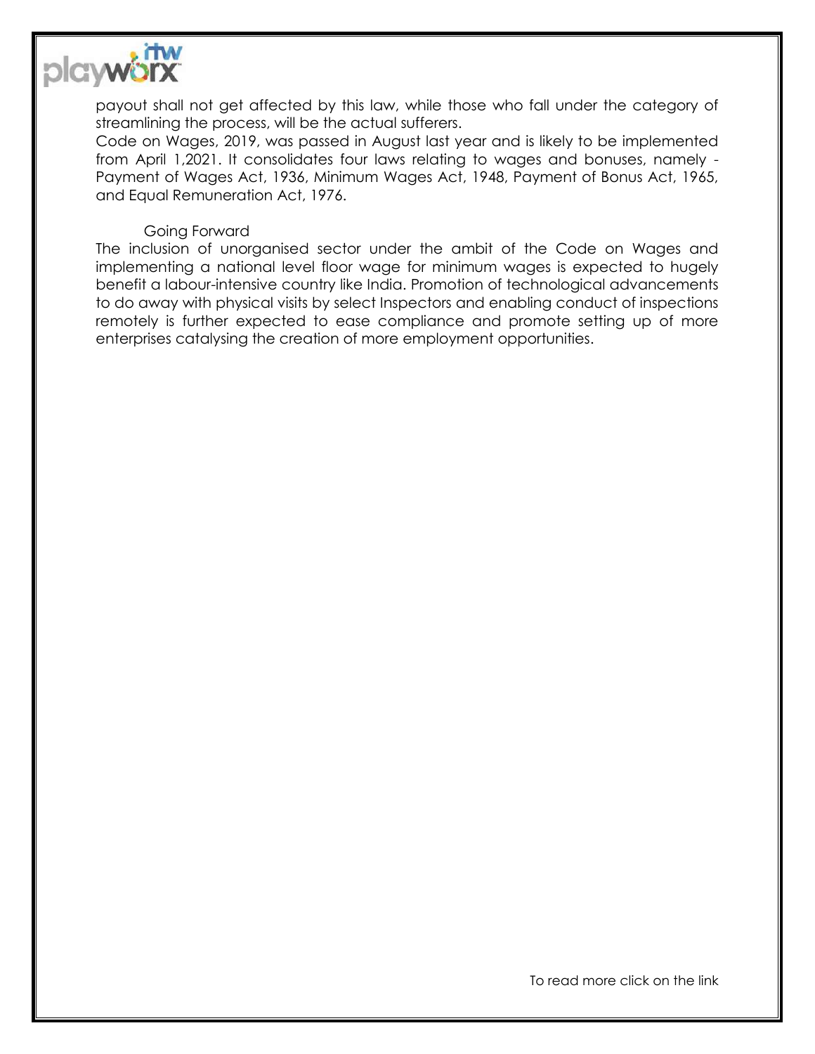payout shall not get affected by this law, while those who fall under the category of streamlining the process, will be the actual sufferers.

Code on Wages, 2019, was passed in August last year and is likely to be implemented from April 1,2021. It consolidates four laws relating to wages and bonuses, namely - Payment of Wages Act, 1936, Minimum Wages Act, 1948, Payment of Bonus Act, 1965, and Equal Remuneration Act, 1976.

## Going Forward

The inclusion of unorganised sector under the ambit of the Code on Wages and implementing a national level floor wage for minimum wages is expected to hugely benefit a labour-intensive country like India. Promotion of technological advancements to do away with physical visits by select Inspectors and enabling conduct of inspections remotely is further expected to ease compliance and promote setting up of more enterprises catalysing the creation of more employment opportunities.

To read more click on the link